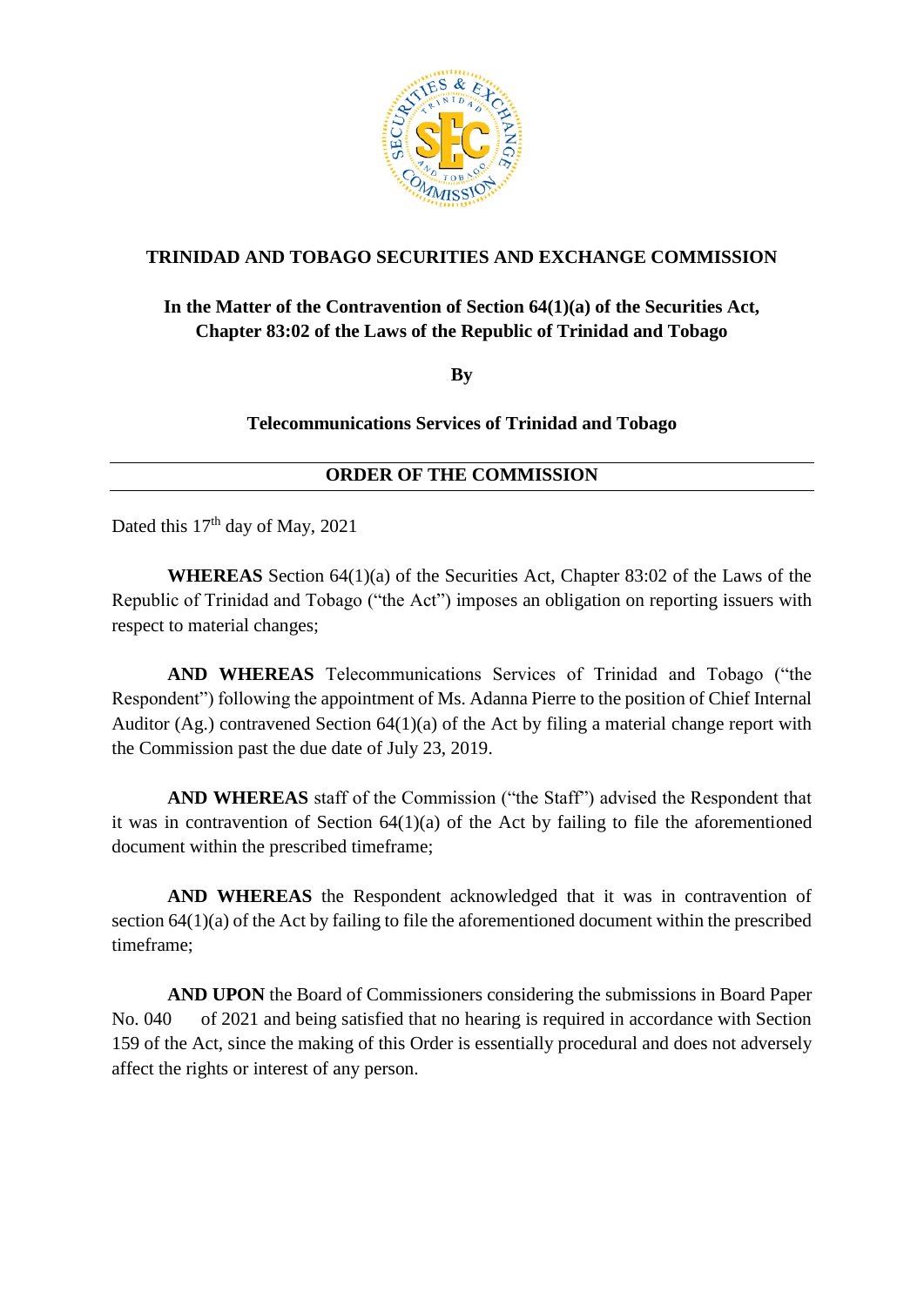**TRINIDAD AND TOBAGO SECURITIES AND EXCHANGE COMMISSION**

**In the Matter of the Contravention of Section 64(1)(a) of the Securities Act, Chapter 83:02 of the Laws of the Republic of Trinidad and Tobago**

**By**

**Telecommunications Services of Trinidad and Tobago**

---

**ORDER OF THE COMMISSION**

---

Dated this 17th day of May, 2021

**WHEREAS** Section 64(1)(a) of the Securities Act, Chapter 83:02 of the Laws of the Republic of Trinidad and Tobago ("the Act") imposes an obligation on reporting issuers with respect to material changes;

**AND WHEREAS** Telecommunications Services of Trinidad and Tobago ("the Respondent") following the appointment of Ms. Adanna Pierre to the position of Chief Internal Auditor (Ag.) contravened Section 64(1)(a) of the Act by filing a material change report with the Commission past the due date of July 23, 2019.

**AND WHEREAS** staff of the Commission ("the Staff") advised the Respondent that it was in contravention of Section 64(1)(a) of the Act by failing to file the aforementioned document within the prescribed timeframe;

**AND WHEREAS** the Respondent acknowledged that it was in contravention of section 64(1)(a) of the Act by failing to file the aforementioned document within the prescribed timeframe;

**AND UPON** the Board of Commissioners considering the submissions in Board Paper No. 040 of 2021 and being satisfied that no hearing is required in accordance with Section 159 of the Act, since the making of this Order is essentially procedural and does not adversely affect the rights or interest of any person.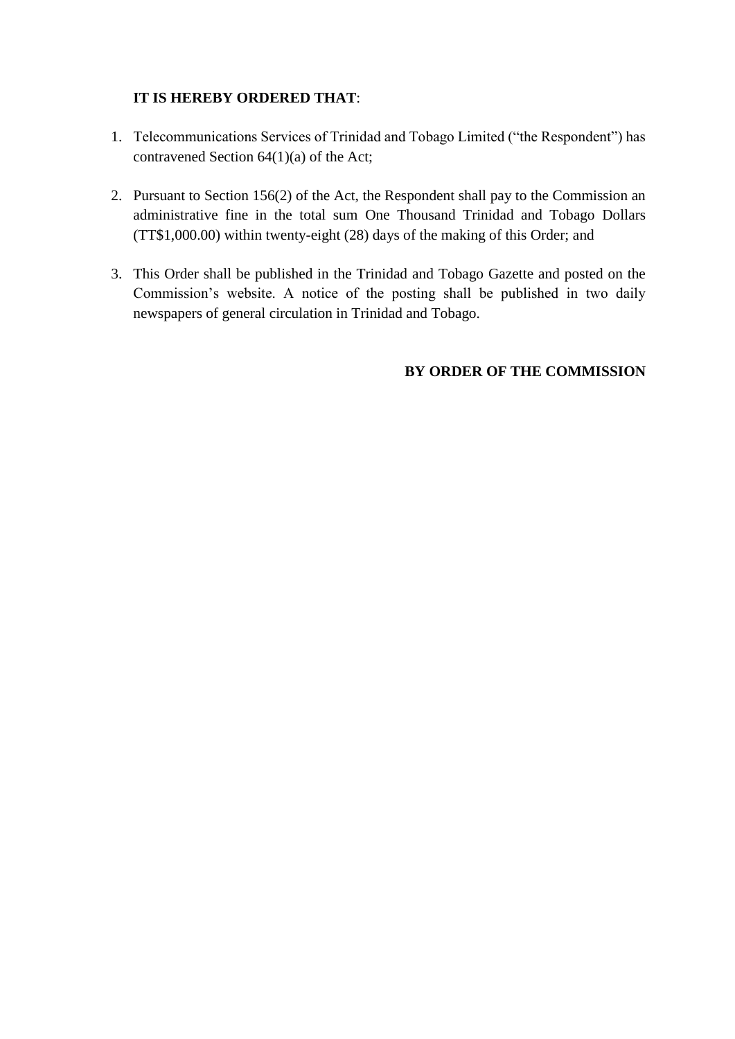**IT IS HEREBY ORDERED THAT**:

1. Telecommunications Services of Trinidad and Tobago Limited ("the Respondent") has contravened Section 64(1)(a) of the Act;

2. Pursuant to Section 156(2) of the Act, the Respondent shall pay to the Commission an administrative fine in the total sum One Thousand Trinidad and Tobago Dollars (TT$1,000.00) within twenty-eight (28) days of the making of this Order; and

3. This Order shall be published in the Trinidad and Tobago Gazette and posted on the Commission's website. A notice of the posting shall be published in two daily newspapers of general circulation in Trinidad and Tobago.

**BY ORDER OF THE COMMISSION**